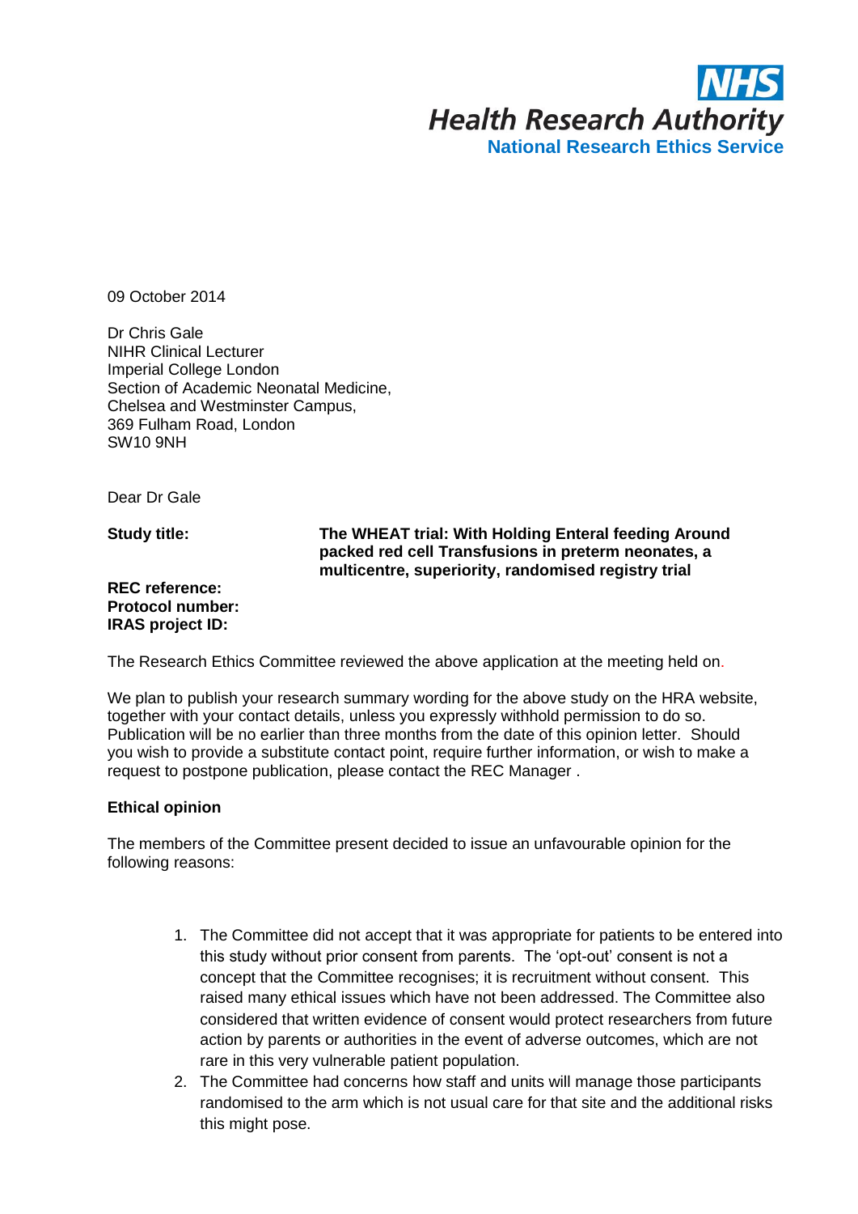NHS
Health Research Authority
National Research Ethics Service

09 October 2014

Dr Chris Gale
NIHR Clinical Lecturer
Imperial College London
Section of Academic Neonatal Medicine,
Chelsea and Westminster Campus,
369 Fulham Road, London
SW10 9NH

Dear Dr Gale

**Study title:** **The WHEAT trial: With Holding Enteral feeding Around packed red cell Transfusions in preterm neonates, a multicentre, superiority, randomised registry trial**

**REC reference:**
**Protocol number:**
**IRAS project ID:**

The Research Ethics Committee reviewed the above application at the meeting held on.

We plan to publish your research summary wording for the above study on the HRA website, together with your contact details, unless you expressly withhold permission to do so. Publication will be no earlier than three months from the date of this opinion letter. Should you wish to provide a substitute contact point, require further information, or wish to make a request to postpone publication, please contact the REC Manager .

**Ethical opinion**

The members of the Committee present decided to issue an unfavourable opinion for the following reasons:

1. The Committee did not accept that it was appropriate for patients to be entered into this study without prior consent from parents. The 'opt-out' consent is not a concept that the Committee recognises; it is recruitment without consent. This raised many ethical issues which have not been addressed. The Committee also considered that written evidence of consent would protect researchers from future action by parents or authorities in the event of adverse outcomes, which are not rare in this very vulnerable patient population.
2. The Committee had concerns how staff and units will manage those participants randomised to the arm which is not usual care for that site and the additional risks this might pose.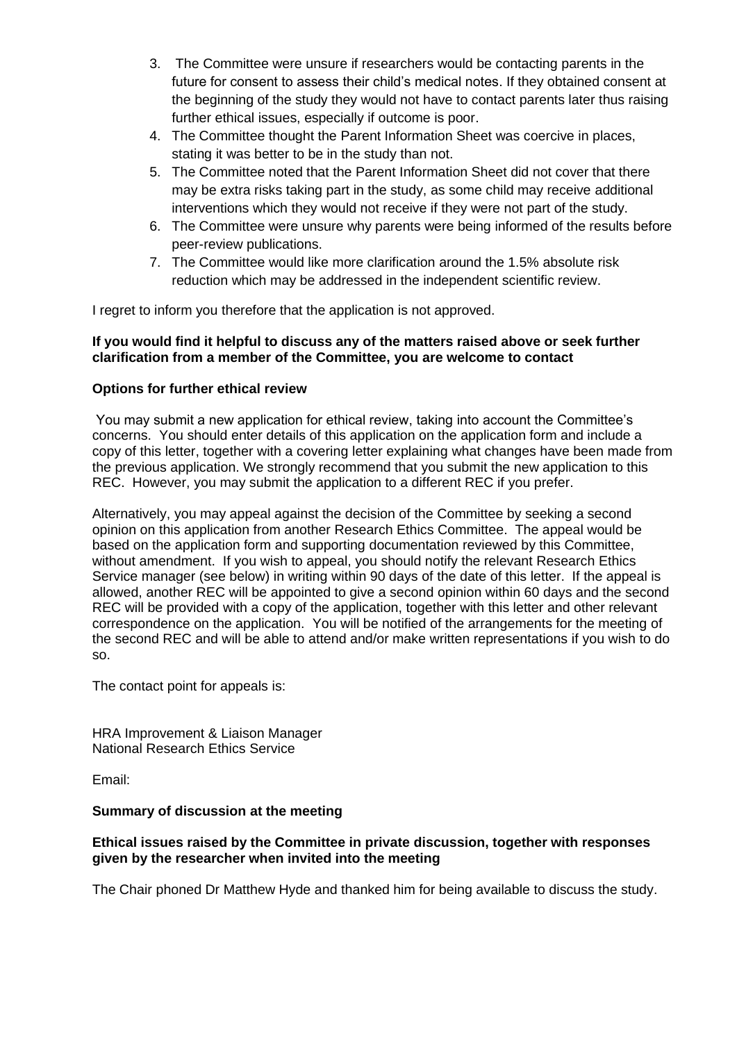3. The Committee were unsure if researchers would be contacting parents in the future for consent to assess their child's medical notes. If they obtained consent at the beginning of the study they would not have to contact parents later thus raising further ethical issues, especially if outcome is poor.
4. The Committee thought the Parent Information Sheet was coercive in places, stating it was better to be in the study than not.
5. The Committee noted that the Parent Information Sheet did not cover that there may be extra risks taking part in the study, as some child may receive additional interventions which they would not receive if they were not part of the study.
6. The Committee were unsure why parents were being informed of the results before peer-review publications.
7. The Committee would like more clarification around the 1.5% absolute risk reduction which may be addressed in the independent scientific review.

I regret to inform you therefore that the application is not approved.

**If you would find it helpful to discuss any of the matters raised above or seek further clarification from a member of the Committee, you are welcome to contact**

**Options for further ethical review**

You may submit a new application for ethical review, taking into account the Committee's concerns. You should enter details of this application on the application form and include a copy of this letter, together with a covering letter explaining what changes have been made from the previous application. We strongly recommend that you submit the new application to this REC. However, you may submit the application to a different REC if you prefer.

Alternatively, you may appeal against the decision of the Committee by seeking a second opinion on this application from another Research Ethics Committee. The appeal would be based on the application form and supporting documentation reviewed by this Committee, without amendment. If you wish to appeal, you should notify the relevant Research Ethics Service manager (see below) in writing within 90 days of the date of this letter. If the appeal is allowed, another REC will be appointed to give a second opinion within 60 days and the second REC will be provided with a copy of the application, together with this letter and other relevant correspondence on the application. You will be notified of the arrangements for the meeting of the second REC and will be able to attend and/or make written representations if you wish to do so.

The contact point for appeals is:

HRA Improvement & Liaison Manager
National Research Ethics Service

Email:

**Summary of discussion at the meeting**

**Ethical issues raised by the Committee in private discussion, together with responses given by the researcher when invited into the meeting**

The Chair phoned Dr Matthew Hyde and thanked him for being available to discuss the study.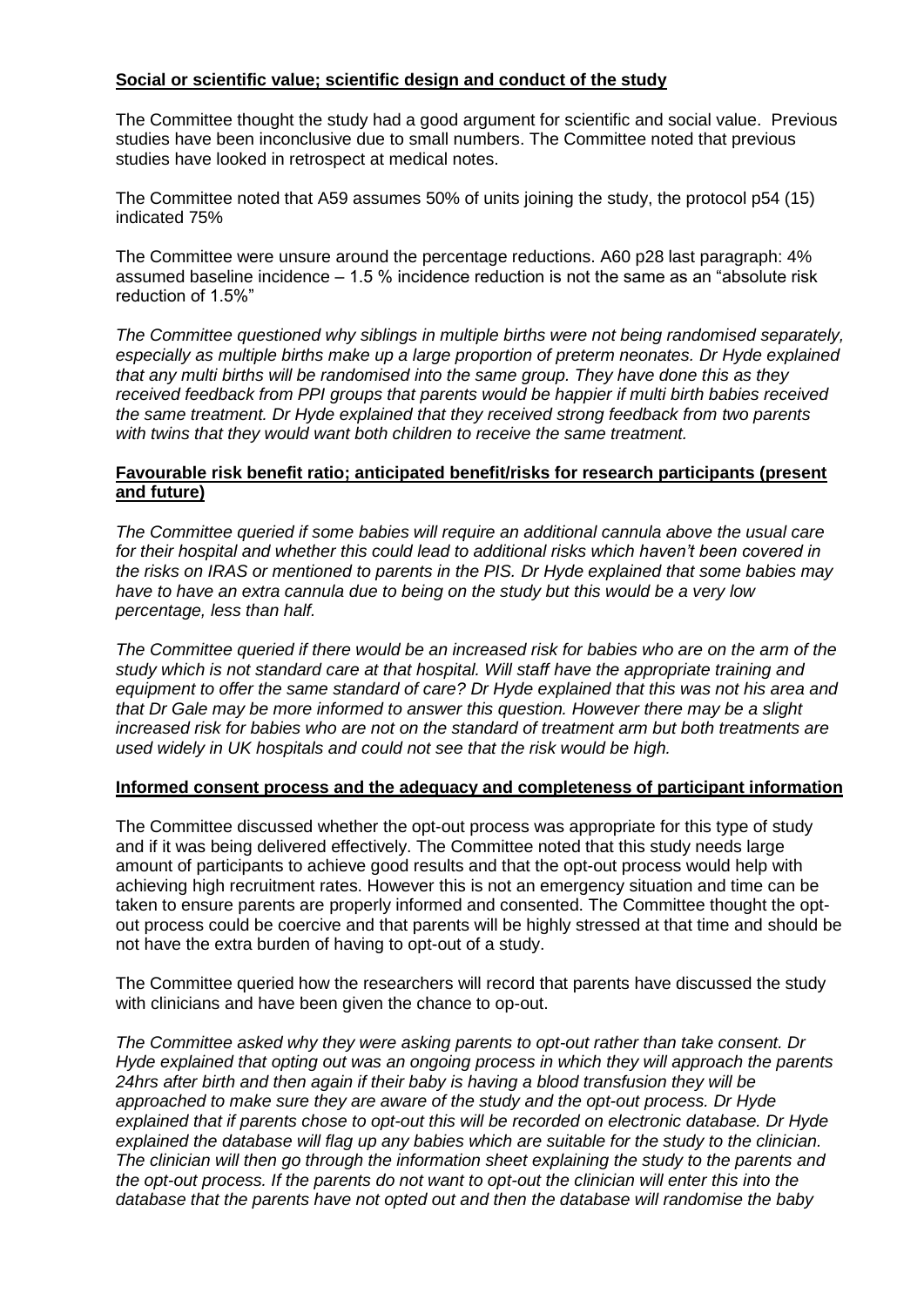**Social or scientific value; scientific design and conduct of the study**

The Committee thought the study had a good argument for scientific and social value. Previous studies have been inconclusive due to small numbers. The Committee noted that previous studies have looked in retrospect at medical notes.

The Committee noted that A59 assumes 50% of units joining the study, the protocol p54 (15) indicated 75%

The Committee were unsure around the percentage reductions. A60 p28 last paragraph: 4% assumed baseline incidence – 1.5 % incidence reduction is not the same as an "absolute risk reduction of 1.5%"

*The Committee questioned why siblings in multiple births were not being randomised separately, especially as multiple births make up a large proportion of preterm neonates. Dr Hyde explained that any multi births will be randomised into the same group. They have done this as they received feedback from PPI groups that parents would be happier if multi birth babies received the same treatment. Dr Hyde explained that they received strong feedback from two parents with twins that they would want both children to receive the same treatment.*

**Favourable risk benefit ratio; anticipated benefit/risks for research participants (present and future)**

*The Committee queried if some babies will require an additional cannula above the usual care for their hospital and whether this could lead to additional risks which haven't been covered in the risks on IRAS or mentioned to parents in the PIS. Dr Hyde explained that some babies may have to have an extra cannula due to being on the study but this would be a very low percentage, less than half.*

*The Committee queried if there would be an increased risk for babies who are on the arm of the study which is not standard care at that hospital. Will staff have the appropriate training and equipment to offer the same standard of care? Dr Hyde explained that this was not his area and that Dr Gale may be more informed to answer this question. However there may be a slight increased risk for babies who are not on the standard of treatment arm but both treatments are used widely in UK hospitals and could not see that the risk would be high.*

**Informed consent process and the adequacy and completeness of participant information**

The Committee discussed whether the opt-out process was appropriate for this type of study and if it was being delivered effectively. The Committee noted that this study needs large amount of participants to achieve good results and that the opt-out process would help with achieving high recruitment rates. However this is not an emergency situation and time can be taken to ensure parents are properly informed and consented. The Committee thought the opt-out process could be coercive and that parents will be highly stressed at that time and should be not have the extra burden of having to opt-out of a study.

The Committee queried how the researchers will record that parents have discussed the study with clinicians and have been given the chance to op-out.

*The Committee asked why they were asking parents to opt-out rather than take consent. Dr Hyde explained that opting out was an ongoing process in which they will approach the parents 24hrs after birth and then again if their baby is having a blood transfusion they will be approached to make sure they are aware of the study and the opt-out process. Dr Hyde explained that if parents chose to opt-out this will be recorded on electronic database. Dr Hyde explained the database will flag up any babies which are suitable for the study to the clinician. The clinician will then go through the information sheet explaining the study to the parents and the opt-out process. If the parents do not want to opt-out the clinician will enter this into the database that the parents have not opted out and then the database will randomise the baby*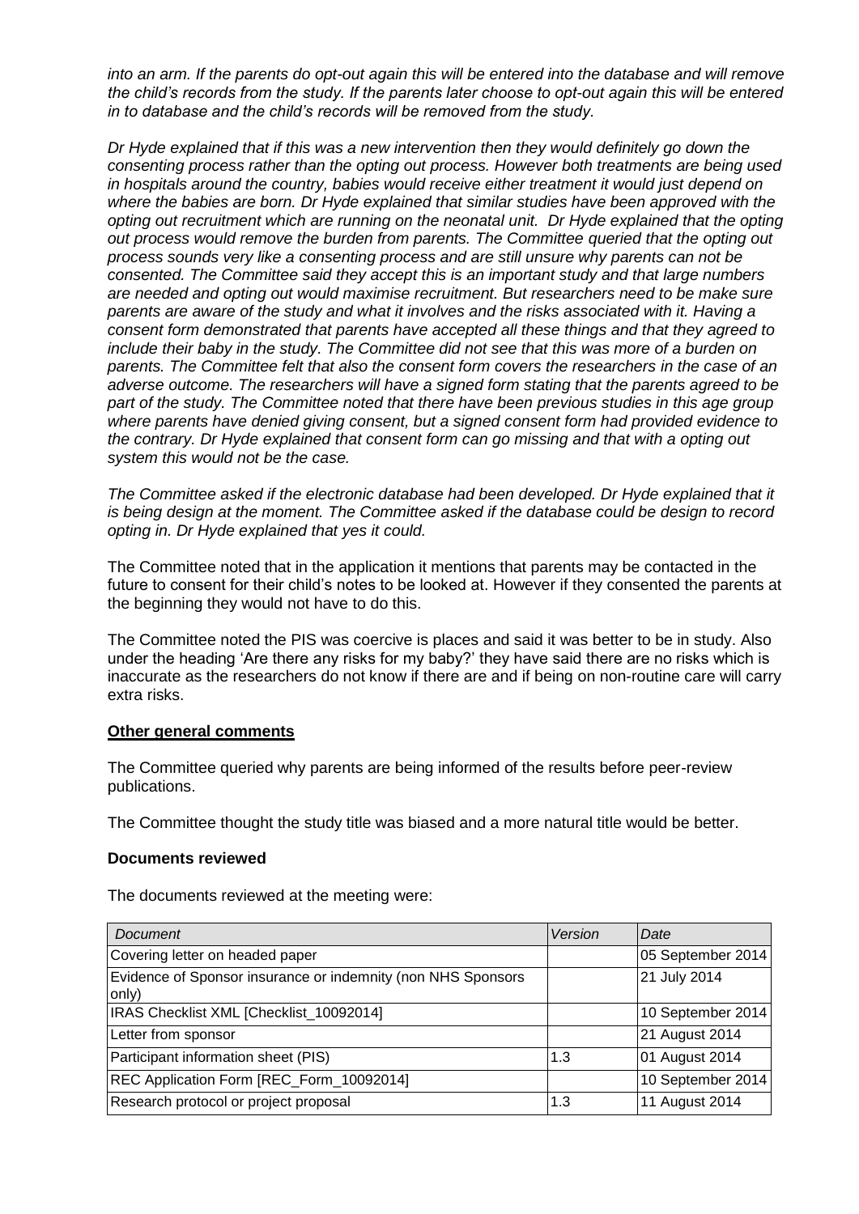*into an arm. If the parents do opt-out again this will be entered into the database and will remove the child's records from the study. If the parents later choose to opt-out again this will be entered in to database and the child's records will be removed from the study.*

*Dr Hyde explained that if this was a new intervention then they would definitely go down the consenting process rather than the opting out process. However both treatments are being used in hospitals around the country, babies would receive either treatment it would just depend on where the babies are born. Dr Hyde explained that similar studies have been approved with the opting out recruitment which are running on the neonatal unit. Dr Hyde explained that the opting out process would remove the burden from parents. The Committee queried that the opting out process sounds very like a consenting process and are still unsure why parents can not be consented. The Committee said they accept this is an important study and that large numbers are needed and opting out would maximise recruitment. But researchers need to be make sure parents are aware of the study and what it involves and the risks associated with it. Having a consent form demonstrated that parents have accepted all these things and that they agreed to include their baby in the study. The Committee did not see that this was more of a burden on parents. The Committee felt that also the consent form covers the researchers in the case of an adverse outcome. The researchers will have a signed form stating that the parents agreed to be part of the study. The Committee noted that there have been previous studies in this age group where parents have denied giving consent, but a signed consent form had provided evidence to the contrary. Dr Hyde explained that consent form can go missing and that with a opting out system this would not be the case.*

*The Committee asked if the electronic database had been developed. Dr Hyde explained that it is being design at the moment. The Committee asked if the database could be design to record opting in. Dr Hyde explained that yes it could.*

The Committee noted that in the application it mentions that parents may be contacted in the future to consent for their child's notes to be looked at. However if they consented the parents at the beginning they would not have to do this.

The Committee noted the PIS was coercive is places and said it was better to be in study. Also under the heading 'Are there any risks for my baby?' they have said there are no risks which is inaccurate as the researchers do not know if there are and if being on non-routine care will carry extra risks.

**Other general comments**

The Committee queried why parents are being informed of the results before peer-review publications.

The Committee thought the study title was biased and a more natural title would be better.

**Documents reviewed**

The documents reviewed at the meeting were:

| *Document* | *Version* | *Date* |
| --- | --- | --- |
| Covering letter on headed paper | | 05 September 2014 |
| Evidence of Sponsor insurance or indemnity (non NHS Sponsors only) | | 21 July 2014 |
| IRAS Checklist XML [Checklist_10092014] | | 10 September 2014 |
| Letter from sponsor | | 21 August 2014 |
| Participant information sheet (PIS) | 1.3 | 01 August 2014 |
| REC Application Form [REC_Form_10092014] | | 10 September 2014 |
| Research protocol or project proposal | 1.3 | 11 August 2014 |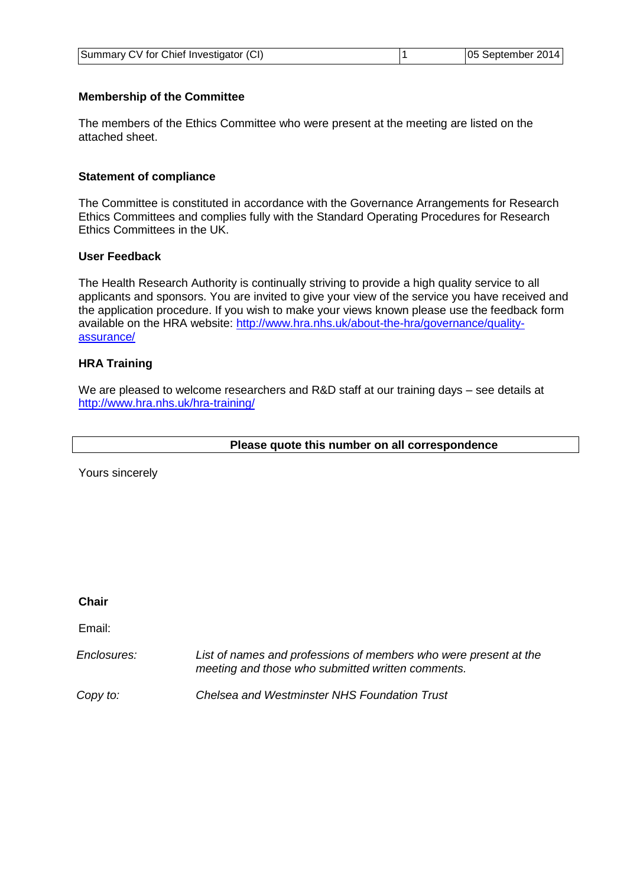| Summary CV for Chief Investigator (CI) | 1 | 05 September 2014 |
|---|---|---|

**Membership of the Committee**

The members of the Ethics Committee who were present at the meeting are listed on the attached sheet.

**Statement of compliance**

The Committee is constituted in accordance with the Governance Arrangements for Research Ethics Committees and complies fully with the Standard Operating Procedures for Research Ethics Committees in the UK.

**User Feedback**

The Health Research Authority is continually striving to provide a high quality service to all applicants and sponsors. You are invited to give your view of the service you have received and the application procedure. If you wish to make your views known please use the feedback form available on the HRA website: [http://www.hra.nhs.uk/about-the-hra/governance/quality-assurance/](http://www.hra.nhs.uk/about-the-hra/governance/quality-assurance/)

**HRA Training**

We are pleased to welcome researchers and R&D staff at our training days – see details at [http://www.hra.nhs.uk/hra-training/](http://www.hra.nhs.uk/hra-training/)

| Please quote this number on all correspondence |
|---|

Yours sincerely

**Chair**

Email:

*Enclosures:* *List of names and professions of members who were present at the meeting and those who submitted written comments.*

*Copy to:* *Chelsea and Westminster NHS Foundation Trust*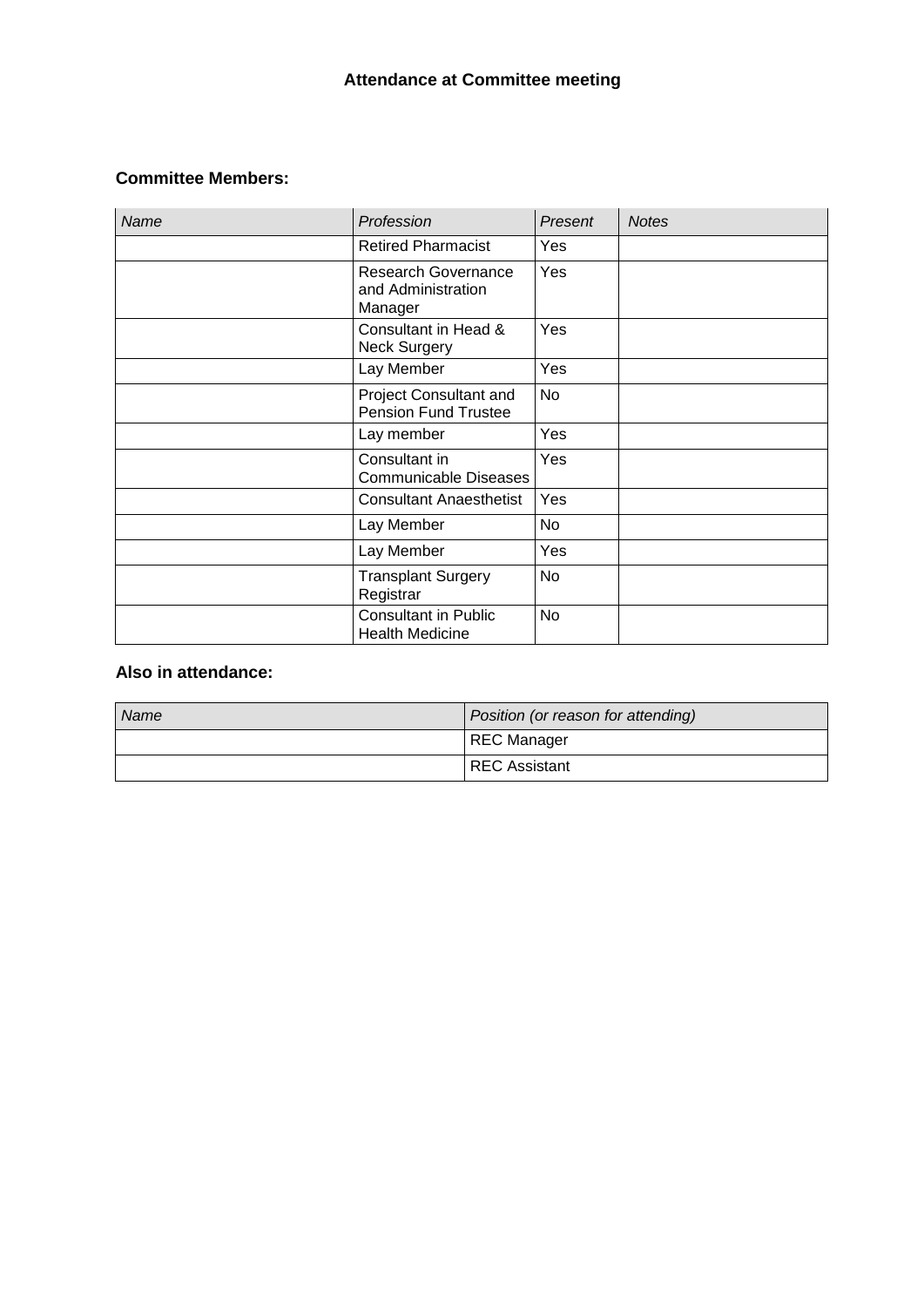**Attendance at Committee meeting**

**Committee Members:**

| *Name* | *Profession* | *Present* | *Notes* |
|---|---|---|---|
| | Retired Pharmacist | Yes | |
| | Research Governance and Administration Manager | Yes | |
| | Consultant in Head & Neck Surgery | Yes | |
| | Lay Member | Yes | |
| | Project Consultant and Pension Fund Trustee | No | |
| | Lay member | Yes | |
| | Consultant in Communicable Diseases | Yes | |
| | Consultant Anaesthetist | Yes | |
| | Lay Member | No | |
| | Lay Member | Yes | |
| | Transplant Surgery Registrar | No | |
| | Consultant in Public Health Medicine | No | |

**Also in attendance:**

| *Name* | *Position (or reason for attending)* |
|---|---|
| | REC Manager |
| | REC Assistant |